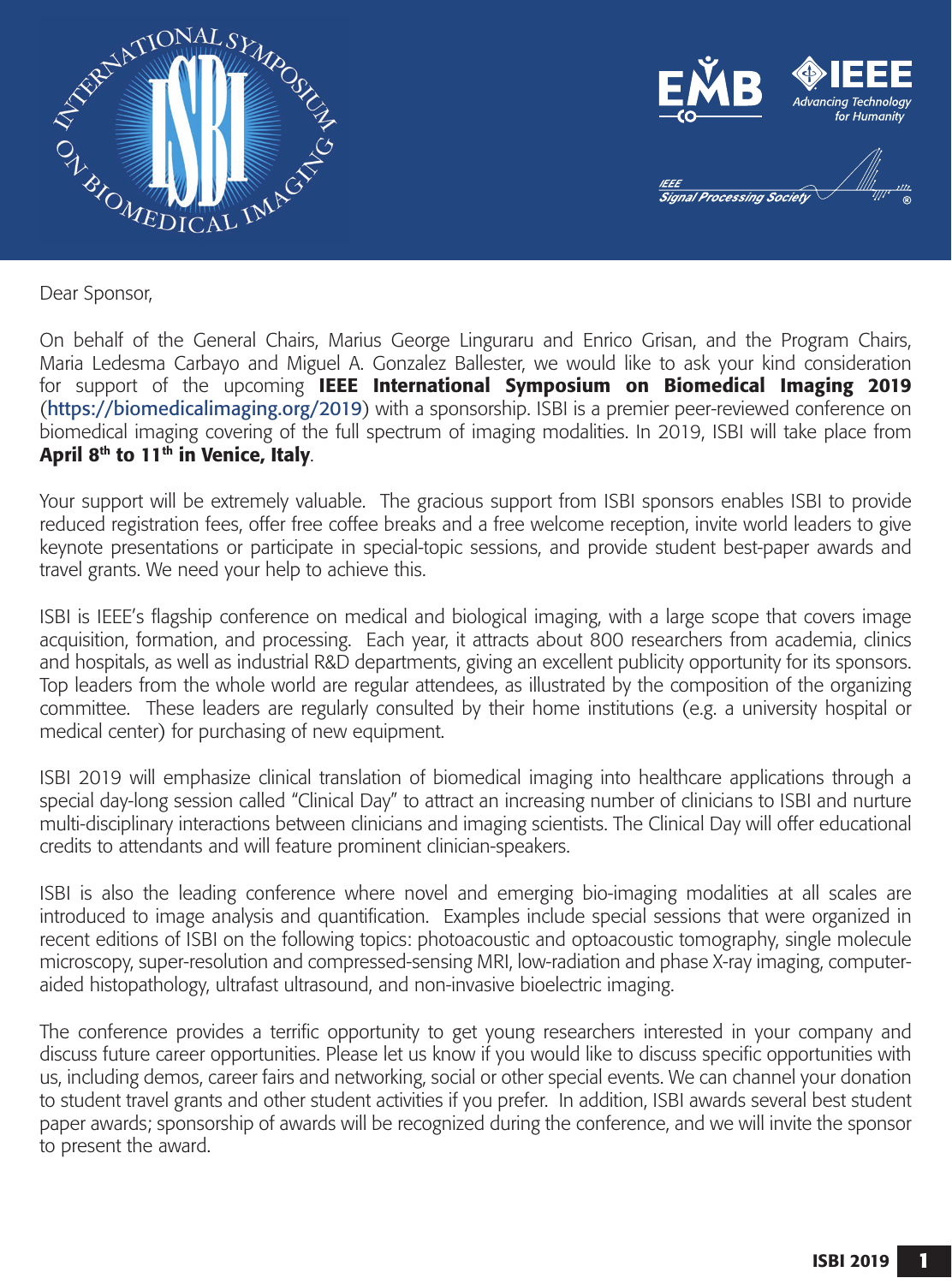Dear Sponsor,

On behalf of the General Chairs, Marius George Linguraru and Enrico Grisan, and the Program Chairs, Maria Ledesma Carbayo and Miguel A. Gonzalez Ballester, we would like to ask your kind consideration for support of the upcoming **IEEE International Symposium on Biomedical Imaging 2019** (https://biomedicalimaging.org/2019) with a sponsorship. ISBI is a premier peer-reviewed conference on biomedical imaging covering of the full spectrum of imaging modalities. In 2019, ISBI will take place from **April 8th to 11th in Venice, Italy**.

Your support will be extremely valuable. The gracious support from ISBI sponsors enables ISBI to provide reduced registration fees, offer free coffee breaks and a free welcome reception, invite world leaders to give keynote presentations or participate in special-topic sessions, and provide student best-paper awards and travel grants. We need your help to achieve this.

ISBI is IEEE's flagship conference on medical and biological imaging, with a large scope that covers image acquisition, formation, and processing. Each year, it attracts about 800 researchers from academia, clinics and hospitals, as well as industrial R&D departments, giving an excellent publicity opportunity for its sponsors. Top leaders from the whole world are regular attendees, as illustrated by the composition of the organizing committee. These leaders are regularly consulted by their home institutions (e.g. a university hospital or medical center) for purchasing of new equipment.

ISBI 2019 will emphasize clinical translation of biomedical imaging into healthcare applications through a special day-long session called "Clinical Day" to attract an increasing number of clinicians to ISBI and nurture multi-disciplinary interactions between clinicians and imaging scientists. The Clinical Day will offer educational credits to attendants and will feature prominent clinician-speakers.

ISBI is also the leading conference where novel and emerging bio-imaging modalities at all scales are introduced to image analysis and quantification. Examples include special sessions that were organized in recent editions of ISBI on the following topics: photoacoustic and optoacoustic tomography, single molecule microscopy, super-resolution and compressed-sensing MRI, low-radiation and phase X-ray imaging, computer-aided histopathology, ultrafast ultrasound, and non-invasive bioelectric imaging.

The conference provides a terrific opportunity to get young researchers interested in your company and discuss future career opportunities. Please let us know if you would like to discuss specific opportunities with us, including demos, career fairs and networking, social or other special events. We can channel your donation to student travel grants and other student activities if you prefer. In addition, ISBI awards several best student paper awards; sponsorship of awards will be recognized during the conference, and we will invite the sponsor to present the award.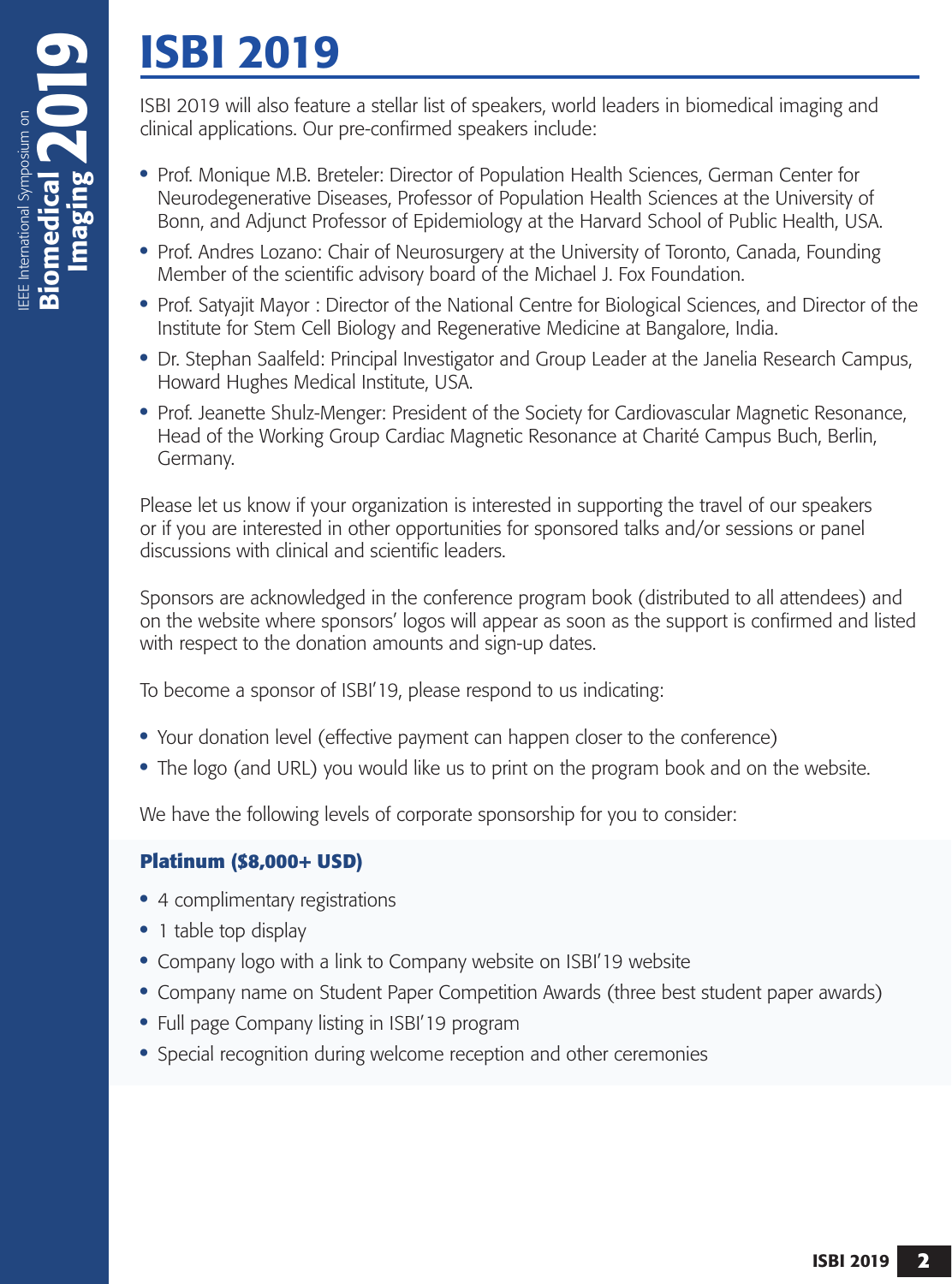# ISBI 2019

ISBI 2019 will also feature a stellar list of speakers, world leaders in biomedical imaging and clinical applications. Our pre-confirmed speakers include:

- Prof. Monique M.B. Breteler: Director of Population Health Sciences, German Center for Neurodegenerative Diseases, Professor of Population Health Sciences at the University of Bonn, and Adjunct Professor of Epidemiology at the Harvard School of Public Health, USA.
- Prof. Andres Lozano: Chair of Neurosurgery at the University of Toronto, Canada, Founding Member of the scientific advisory board of the Michael J. Fox Foundation.
- Prof. Satyajit Mayor : Director of the National Centre for Biological Sciences, and Director of the Institute for Stem Cell Biology and Regenerative Medicine at Bangalore, India.
- Dr. Stephan Saalfeld: Principal Investigator and Group Leader at the Janelia Research Campus, Howard Hughes Medical Institute, USA.
- Prof. Jeanette Shulz-Menger: President of the Society for Cardiovascular Magnetic Resonance, Head of the Working Group Cardiac Magnetic Resonance at Charité Campus Buch, Berlin, Germany.

Please let us know if your organization is interested in supporting the travel of our speakers or if you are interested in other opportunities for sponsored talks and/or sessions or panel discussions with clinical and scientific leaders.

Sponsors are acknowledged in the conference program book (distributed to all attendees) and on the website where sponsors' logos will appear as soon as the support is confirmed and listed with respect to the donation amounts and sign-up dates.

To become a sponsor of ISBI'19, please respond to us indicating:

- Your donation level (effective payment can happen closer to the conference)
- The logo (and URL) you would like us to print on the program book and on the website.

We have the following levels of corporate sponsorship for you to consider:

### Platinum ($8,000+ USD)

- 4 complimentary registrations
- 1 table top display
- Company logo with a link to Company website on ISBI'19 website
- Company name on Student Paper Competition Awards (three best student paper awards)
- Full page Company listing in ISBI'19 program
- Special recognition during welcome reception and other ceremonies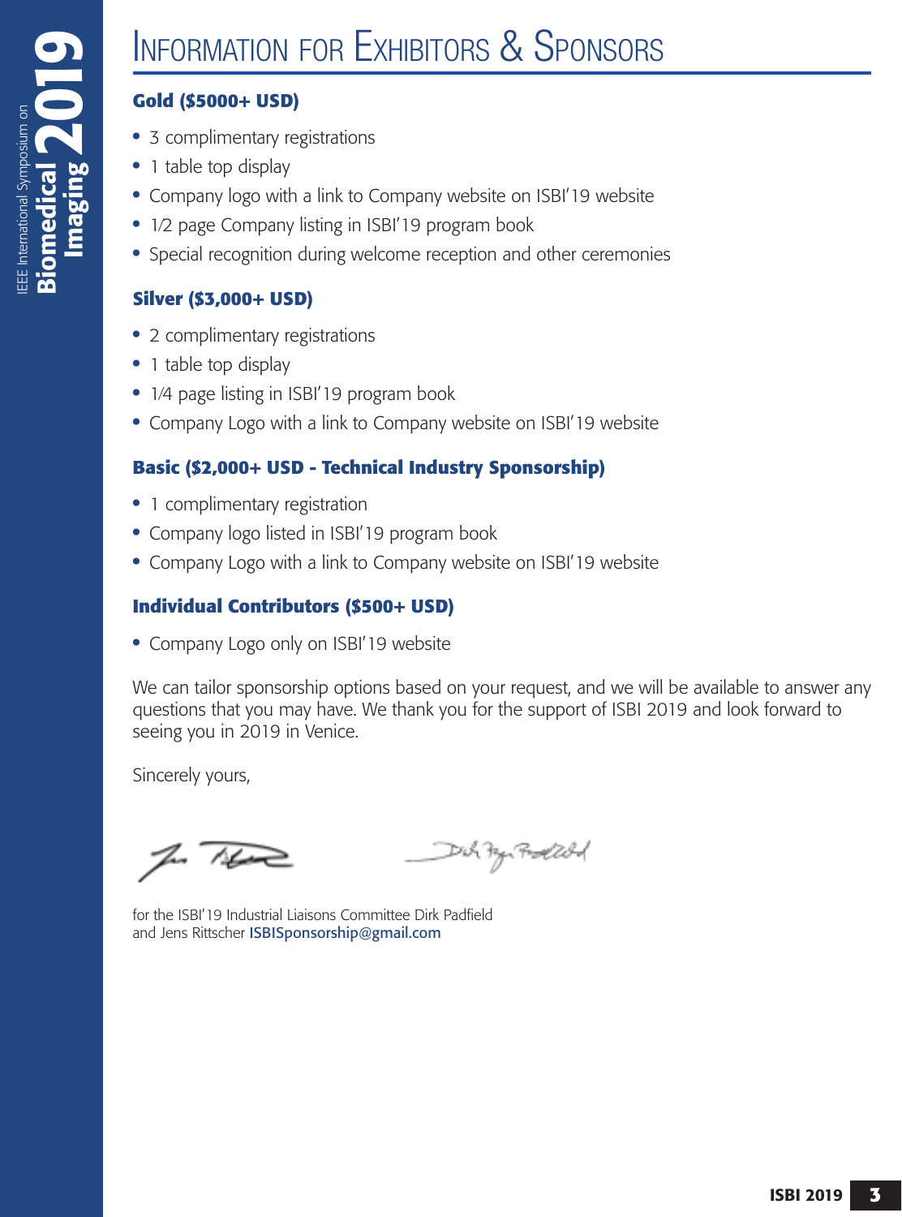# Information for Exhibitors & Sponsors

### Gold ($5000+ USD)

- 3 complimentary registrations
- 1 table top display
- Company logo with a link to Company website on ISBI'19 website
- 1/2 page Company listing in ISBI'19 program book
- Special recognition during welcome reception and other ceremonies

### Silver ($3,000+ USD)

- 2 complimentary registrations
- 1 table top display
- 1/4 page listing in ISBI'19 program book
- Company Logo with a link to Company website on ISBI'19 website

### Basic ($2,000+ USD - Technical Industry Sponsorship)

- 1 complimentary registration
- Company logo listed in ISBI'19 program book
- Company Logo with a link to Company website on ISBI'19 website

### Individual Contributors ($500+ USD)

- Company Logo only on ISBI'19 website

We can tailor sponsorship options based on your request, and we will be available to answer any questions that you may have. We thank you for the support of ISBI 2019 and look forward to seeing you in 2019 in Venice.

Sincerely yours,

for the ISBI'19 Industrial Liaisons Committee Dirk Padfield and Jens Rittscher ISBISponsorship@gmail.com